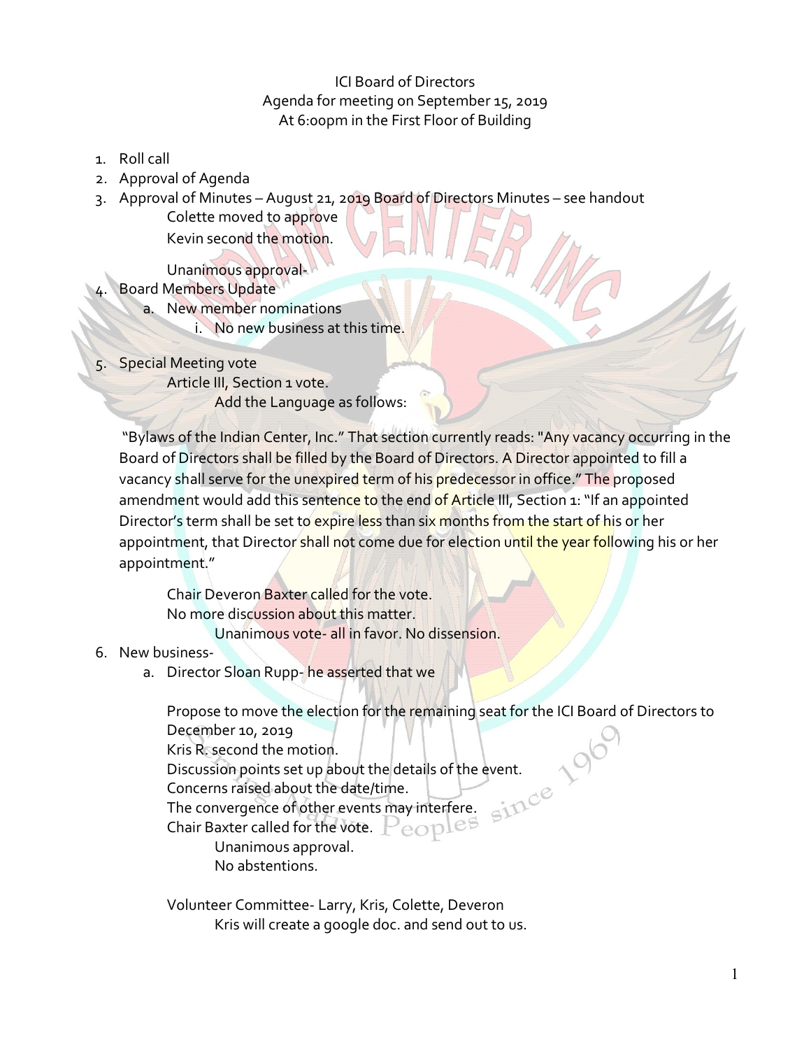ICI Board of Directors
Agenda for meeting on September 15, 2019
At 6:00pm in the First Floor of Building

1. Roll call
2. Approval of Agenda
3. Approval of Minutes – August 21, 2019 Board of Directors Minutes – see handout

   Colette moved to approve

   Kevin second the motion.

   Unanimous approval-
4. Board Members Update
   a. New member nominations
      i. No new business at this time.
5. Special Meeting vote

   Article III, Section 1 vote.

   Add the Language as follows:

   "Bylaws of the Indian Center, Inc." That section currently reads: "Any vacancy occurring in the Board of Directors shall be filled by the Board of Directors. A Director appointed to fill a vacancy shall serve for the unexpired term of his predecessor in office." The proposed amendment would add this sentence to the end of Article III, Section 1: "If an appointed Director's term shall be set to expire less than six months from the start of his or her appointment, that Director shall not come due for election until the year following his or her appointment."

   Chair Deveron Baxter called for the vote.

   No more discussion about this matter.

   Unanimous vote- all in favor. No dissension.
6. New business-
   a. Director Sloan Rupp- he asserted that we

      Propose to move the election for the remaining seat for the ICI Board of Directors to December 10, 2019

      Kris R. second the motion.

      Discussion points set up about the details of the event.

      Concerns raised about the date/time.

      The convergence of other events may interfere.

      Chair Baxter called for the vote.

      Unanimous approval.

      No abstentions.

      Volunteer Committee- Larry, Kris, Colette, Deveron

      Kris will create a google doc. and send out to us.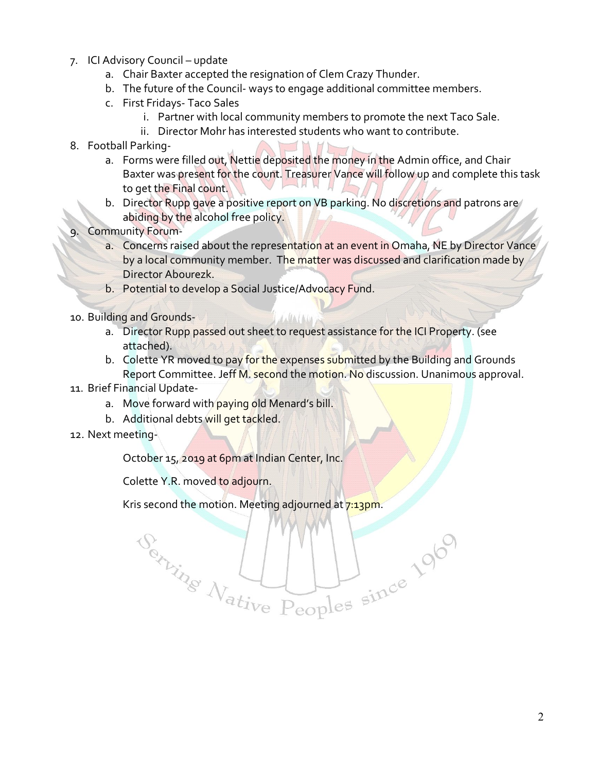7. ICI Advisory Council – update
    a. Chair Baxter accepted the resignation of Clem Crazy Thunder.
    b. The future of the Council- ways to engage additional committee members.
    c. First Fridays- Taco Sales
        i. Partner with local community members to promote the next Taco Sale.
        ii. Director Mohr has interested students who want to contribute.
8. Football Parking-
    a. Forms were filled out, Nettie deposited the money in the Admin office, and Chair Baxter was present for the count. Treasurer Vance will follow up and complete this task to get the Final count.
    b. Director Rupp gave a positive report on VB parking. No discretions and patrons are abiding by the alcohol free policy.
9. Community Forum-
    a. Concerns raised about the representation at an event in Omaha, NE by Director Vance by a local community member. The matter was discussed and clarification made by Director Abourezk.
    b. Potential to develop a Social Justice/Advocacy Fund.
10. Building and Grounds-
    a. Director Rupp passed out sheet to request assistance for the ICI Property. (see attached).
    b. Colette YR moved to pay for the expenses submitted by the Building and Grounds Report Committee. Jeff M. second the motion. No discussion. Unanimous approval.
11. Brief Financial Update-
    a. Move forward with paying old Menard's bill.
    b. Additional debts will get tackled.
12. Next meeting-

    October 15, 2019 at 6pm at Indian Center, Inc.

    Colette Y.R. moved to adjourn.

    Kris second the motion. Meeting adjourned at 7:13pm.